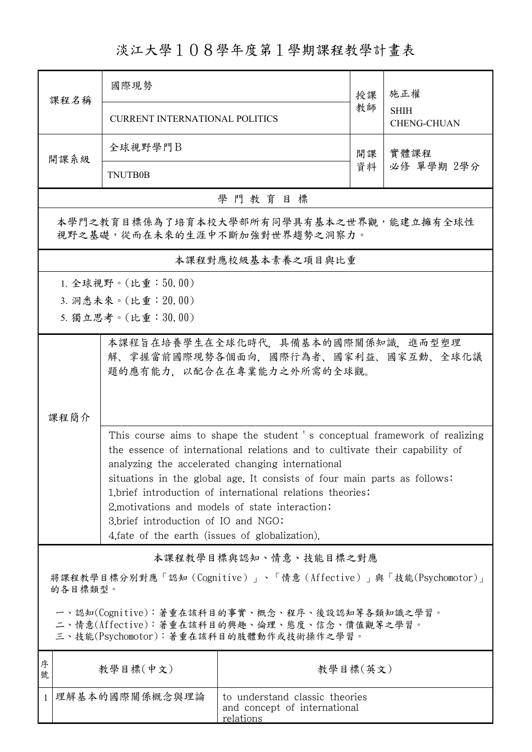# 淡江大學１０８學年度第１學期課程教學計畫表

| 課程名稱 | 國際現勢 | 授課教師 | 施正權 |
| --- | --- | --- | --- |
| | CURRENT INTERNATIONAL POLITICS | | SHIH CHENG-CHUAN |
| 開課系級 | 全球視野學門B | 開課資料 | 實體課程 必修 單學期 2學分 |
| | TNUTB0B | | |

## 學 門 教 育 目 標

本學門之教育目標係為了培育本校大學部所有同學具有基本之世界觀，能建立擁有全球性視野之基礎，從而在未來的生涯中不斷加強對世界趨勢之洞察力。

## 本課程對應校級基本素養之項目與比重

1. 全球視野。(比重：50.00)
3. 洞悉未來。(比重：20.00)
5. 獨立思考。(比重：30.00)

## 課程簡介

本課程旨在培養學生在全球化時代，具備基本的國際關係知識，進而型塑理解、掌握當前國際現勢各個面向，國際行為者、國家利益、國家互動、全球化議題的應有能力，以配合在在專業能力之外所需的全球觀。

This course aims to shape the student ' s conceptual framework of realizing the essence of international relations and to cultivate their capability of analyzing the accelerated changing international situations in the global age. It consists of four main parts as follows:
1.brief introduction of international relations theories;
2.motivations and models of state interaction;
3.brief introduction of IO and NGO;
4.fate of the earth (issues of globalization).

## 本課程教學目標與認知、情意、技能目標之對應

將課程教學目標分別對應「認知（Cognitive）」、「情意（Affective）」與「技能(Psychomotor)」的各目標類型。

一、認知(Cognitive)：著重在該科目的事實、概念、程序、後設認知等各類知識之學習。
二、情意(Affective)：著重在該科目的興趣、倫理、態度、信念、價值觀等之學習。
三、技能(Psychomotor)：著重在該科目的肢體動作或技術操作之學習。

| 序號 | 教學目標(中文) | 教學目標(英文) |
| --- | --- | --- |
| 1 | 理解基本的國際關係概念與理論 | to understand classic theories and concept of international relations |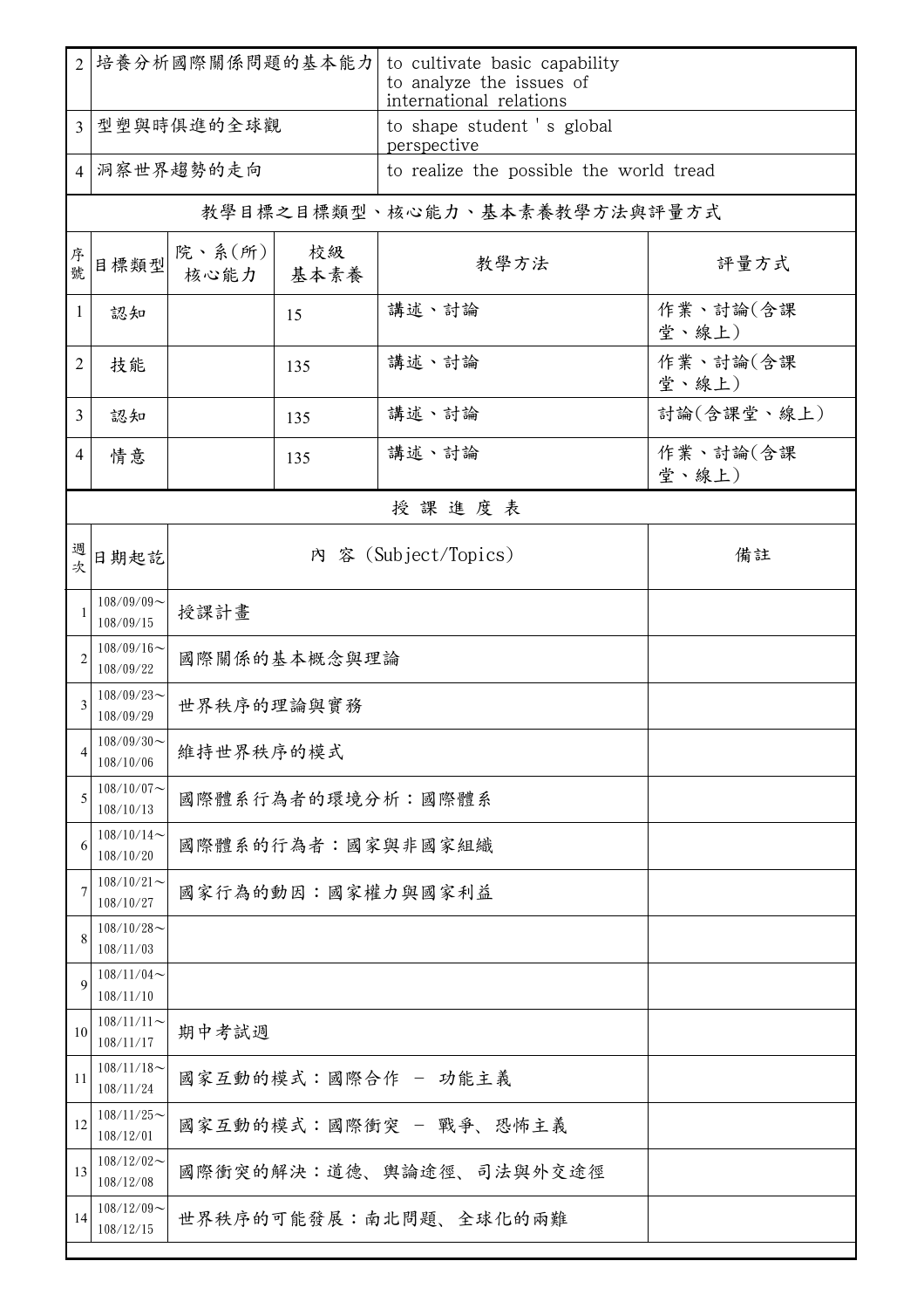| 2 | 培養分析國際關係問題的基本能力 | to cultivate basic capability to analyze the issues of international relations |
|---|---|---|
| 3 | 型塑與時俱進的全球觀 | to shape student ' s global perspective |
| 4 | 洞察世界趨勢的走向 | to realize the possible the world tread |

教學目標之目標類型、核心能力、基本素養教學方法與評量方式

| 序號 | 目標類型 | 院、系(所)核心能力 | 校級基本素養 | 教學方法 | 評量方式 |
|---|---|---|---|---|---|
| 1 | 認知 | | 15 | 講述、討論 | 作業、討論(含課堂、線上) |
| 2 | 技能 | | 135 | 講述、討論 | 作業、討論(含課堂、線上) |
| 3 | 認知 | | 135 | 講述、討論 | 討論(含課堂、線上) |
| 4 | 情意 | | 135 | 講述、討論 | 作業、討論(含課堂、線上) |

授 課 進 度 表

| 週次 | 日期起訖 | 內 容 (Subject/Topics) | 備註 |
|---|---|---|---|
| 1 | 108/09/09～108/09/15 | 授課計畫 | |
| 2 | 108/09/16～108/09/22 | 國際關係的基本概念與理論 | |
| 3 | 108/09/23～108/09/29 | 世界秩序的理論與實務 | |
| 4 | 108/09/30～108/10/06 | 維持世界秩序的模式 | |
| 5 | 108/10/07～108/10/13 | 國際體系行為者的環境分析：國際體系 | |
| 6 | 108/10/14～108/10/20 | 國際體系的行為者：國家與非國家組織 | |
| 7 | 108/10/21～108/10/27 | 國家行為的動因：國家權力與國家利益 | |
| 8 | 108/10/28～108/11/03 | | |
| 9 | 108/11/04～108/11/10 | | |
| 10 | 108/11/11～108/11/17 | 期中考試週 | |
| 11 | 108/11/18～108/11/24 | 國家互動的模式：國際合作 - 功能主義 | |
| 12 | 108/11/25～108/12/01 | 國家互動的模式：國際衝突 - 戰爭、恐怖主義 | |
| 13 | 108/12/02～108/12/08 | 國際衝突的解決：道德、輿論途徑、司法與外交途徑 | |
| 14 | 108/12/09～108/12/15 | 世界秩序的可能發展：南北問題、全球化的兩難 | |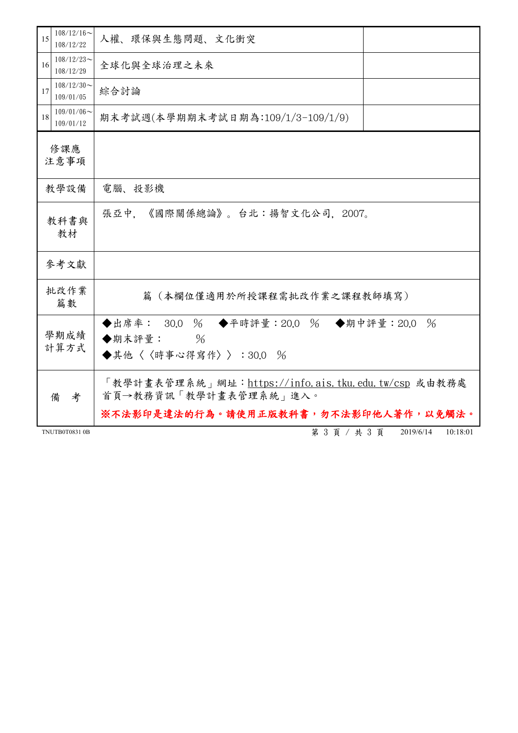| | | | |
|---|---|---|---|
| 15 | 108/12/16～<br>108/12/22 | 人權、環保與生態問題、文化衝突 | |
| 16 | 108/12/23～<br>108/12/29 | 全球化與全球治理之未來 | |
| 17 | 108/12/30～<br>109/01/05 | 綜合討論 | |
| 18 | 109/01/06～<br>109/01/12 | 期末考試週(本學期期末考試日期為:109/1/3-109/1/9) | |

| | |
|---|---|
| 修課應注意事項 | |
| 教學設備 | 電腦、投影機 |
| 教科書與教材 | 張亞中，《國際關係總論》。台北：揚智文化公司，2007。 |
| 參考文獻 | |
| 批改作業篇數 | 篇（本欄位僅適用於所授課程需批改作業之課程教師填寫） |
| 學期成績計算方式 | ◆出席率： 30.0 ％ ◆平時評量：20.0 ％ ◆期中評量：20.0 ％<br>◆期末評量： ％<br>◆其他〈〈時事心得寫作〉〉：30.0 ％ |
| 備　考 | 「教學計畫表管理系統」網址：https://info.ais.tku.edu.tw/csp 或由教務處首頁→教務資訊「教學計畫表管理系統」進入。<br>**※不法影印是違法的行為。請使用正版教科書，勿不法影印他人著作，以免觸法。** |

TNUTB0T0831 0B　　2019/6/14　10:18:01